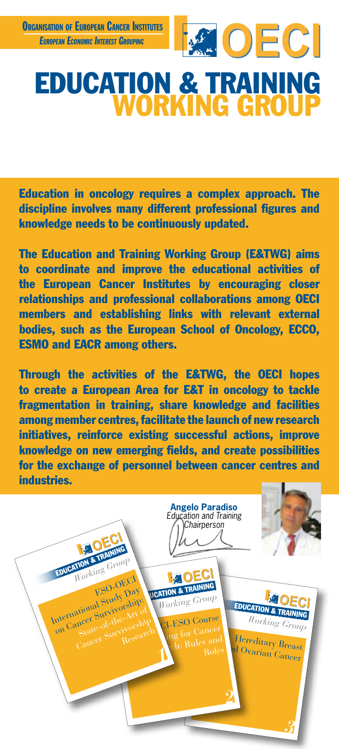**Organisation of European Cancer Institutes**
*European Economic Interest Grouping*

OECI

# EDUCATION & TRAINING WORKING GROUP

**Education in oncology requires a complex approach. The discipline involves many different professional figures and knowledge needs to be continuously updated.**

**The Education and Training Working Group (E&TWG) aims to coordinate and improve the educational activities of the European Cancer Institutes by encouraging closer relationships and professional collaborations among OECI members and establishing links with relevant external bodies, such as the European School of Oncology, ECCO, ESMO and EACR among others.**

**Through the activities of the E&TWG, the OECI hopes to create a European Area for E&T in oncology to tackle fragmentation in training, share knowledge and facilities among member centres, facilitate the launch of new research initiatives, reinforce existing successful actions, improve knowledge on new emerging fields, and create possibilities for the exchange of personnel between cancer centres and industries.**

**Angelo Paradiso**
*Education and Training Chairperson*

OECI Education & Training *Working Group*

ESO-OECI International Study Day on Cancer Survivorship: State-of-the-Art of Cancer Survivorship Research

1

OECI Education & Training *Working Group*

...CI-ESO Course ...ng for Cancer ...ch: Rules and Roles

2

OECI Education & Training *Working Group*

Hereditary Breast ...d Ovarian Cancer

3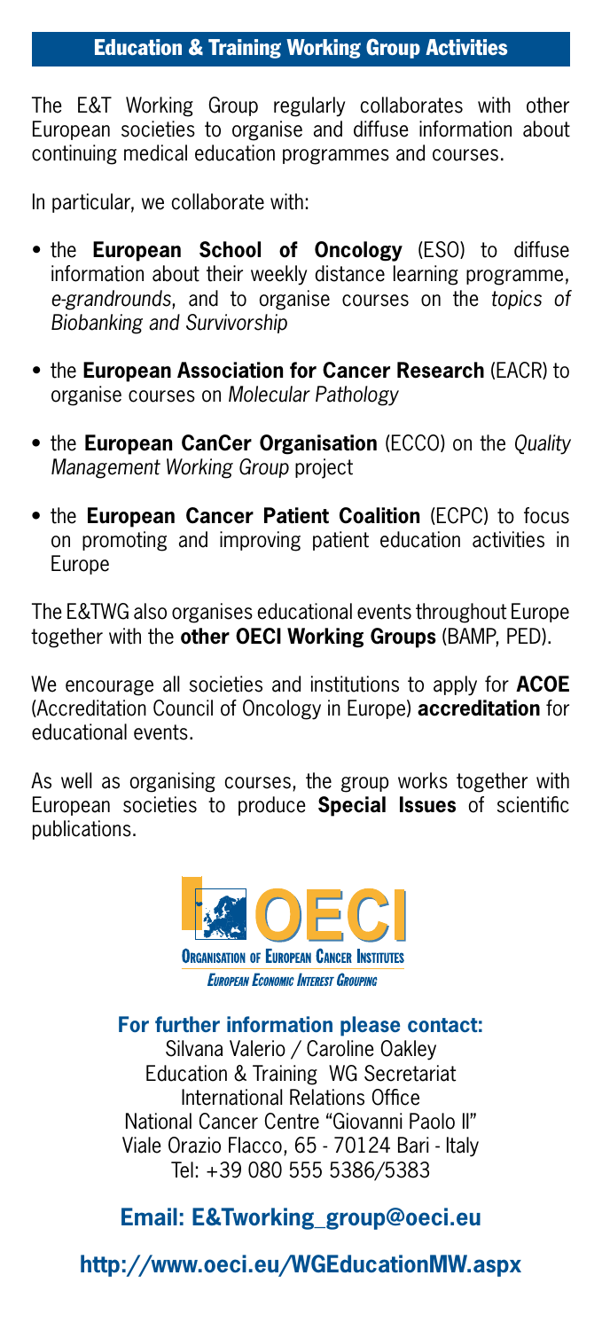## Education & Training Working Group Activities

The E&T Working Group regularly collaborates with other European societies to organise and diffuse information about continuing medical education programmes and courses.

In particular, we collaborate with:

- the **European School of Oncology** (ESO) to diffuse information about their weekly distance learning programme, *e-grandrounds*, and to organise courses on the *topics of Biobanking and Survivorship*
- the **European Association for Cancer Research** (EACR) to organise courses on *Molecular Pathology*
- the **European CanCer Organisation** (ECCO) on the *Quality Management Working Group* project
- the **European Cancer Patient Coalition** (ECPC) to focus on promoting and improving patient education activities in Europe

The E&TWG also organises educational events throughout Europe together with the **other OECI Working Groups** (BAMP, PED).

We encourage all societies and institutions to apply for **ACOE** (Accreditation Council of Oncology in Europe) **accreditation** for educational events.

As well as organising courses, the group works together with European societies to produce **Special Issues** of scientific publications.

OECI
ORGANISATION OF EUROPEAN CANCER INSTITUTES
*EUROPEAN ECONOMIC INTEREST GROUPING*

**For further information please contact:**

Silvana Valerio / Caroline Oakley
Education & Training WG Secretariat
International Relations Office
National Cancer Centre "Giovanni Paolo II"
Viale Orazio Flacco, 65 - 70124 Bari - Italy
Tel: +39 080 555 5386/5383

**Email: E&Tworking_group@oeci.eu**

**http://www.oeci.eu/WGEducationMW.aspx**